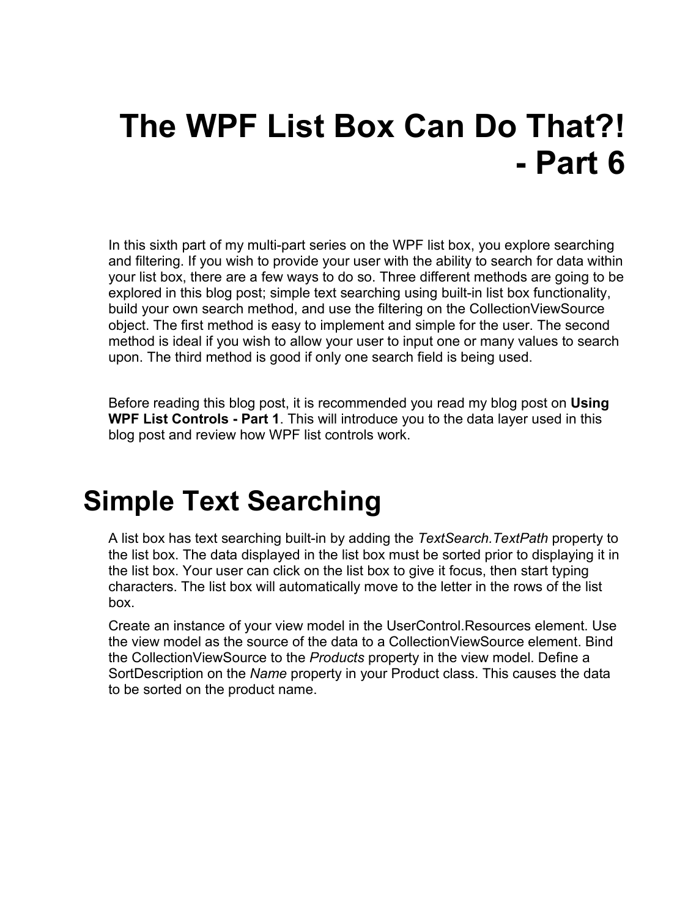# The WPF List Box Can Do That?! - Part 6

In this sixth part of my multi-part series on the WPF list box, you explore searching and filtering. If you wish to provide your user with the ability to search for data within your list box, there are a few ways to do so. Three different methods are going to be explored in this blog post; simple text searching using built-in list box functionality, build your own search method, and use the filtering on the CollectionViewSource object. The first method is easy to implement and simple for the user. The second method is ideal if you wish to allow your user to input one or many values to search upon. The third method is good if only one search field is being used.

Before reading this blog post, it is recommended you read my blog post on **Using WPF List Controls - Part 1**. This will introduce you to the data layer used in this blog post and review how WPF list controls work.

## Simple Text Searching

A list box has text searching built-in by adding the *TextSearch.TextPath* property to the list box. The data displayed in the list box must be sorted prior to displaying it in the list box. Your user can click on the list box to give it focus, then start typing characters. The list box will automatically move to the letter in the rows of the list box.

Create an instance of your view model in the UserControl.Resources element. Use the view model as the source of the data to a CollectionViewSource element. Bind the CollectionViewSource to the *Products* property in the view model. Define a SortDescription on the *Name* property in your Product class. This causes the data to be sorted on the product name.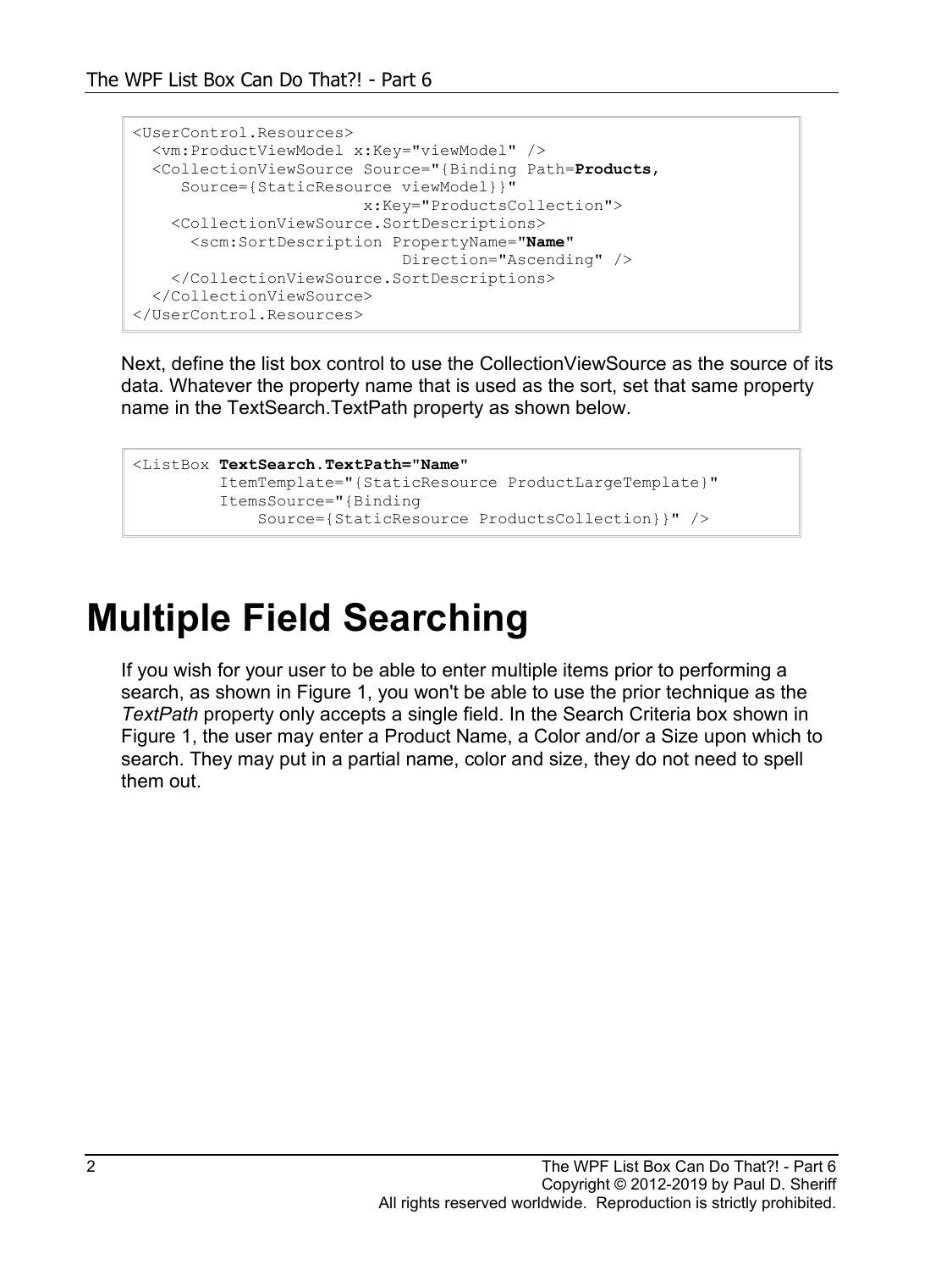```
<UserControl.Resources>
  <vm:ProductViewModel x:Key="viewModel" />
  <CollectionViewSource Source="{Binding Path=Products,
     Source={StaticResource viewModel}}"
                        x:Key="ProductsCollection">
    <CollectionViewSource.SortDescriptions>
      <scm:SortDescription PropertyName="Name"
                           Direction="Ascending" />
    </CollectionViewSource.SortDescriptions>
  </CollectionViewSource>
</UserControl.Resources>
```

Next, define the list box control to use the CollectionViewSource as the source of its data. Whatever the property name that is used as the sort, set that same property name in the TextSearch.TextPath property as shown below.

```
<ListBox TextSearch.TextPath="Name"
         ItemTemplate="{StaticResource ProductLargeTemplate}"
         ItemsSource="{Binding
             Source={StaticResource ProductsCollection}}" />
```

# Multiple Field Searching

If you wish for your user to be able to enter multiple items prior to performing a search, as shown in Figure 1, you won't be able to use the prior technique as the *TextPath* property only accepts a single field. In the Search Criteria box shown in Figure 1, the user may enter a Product Name, a Color and/or a Size upon which to search. They may put in a partial name, color and size, they do not need to spell them out.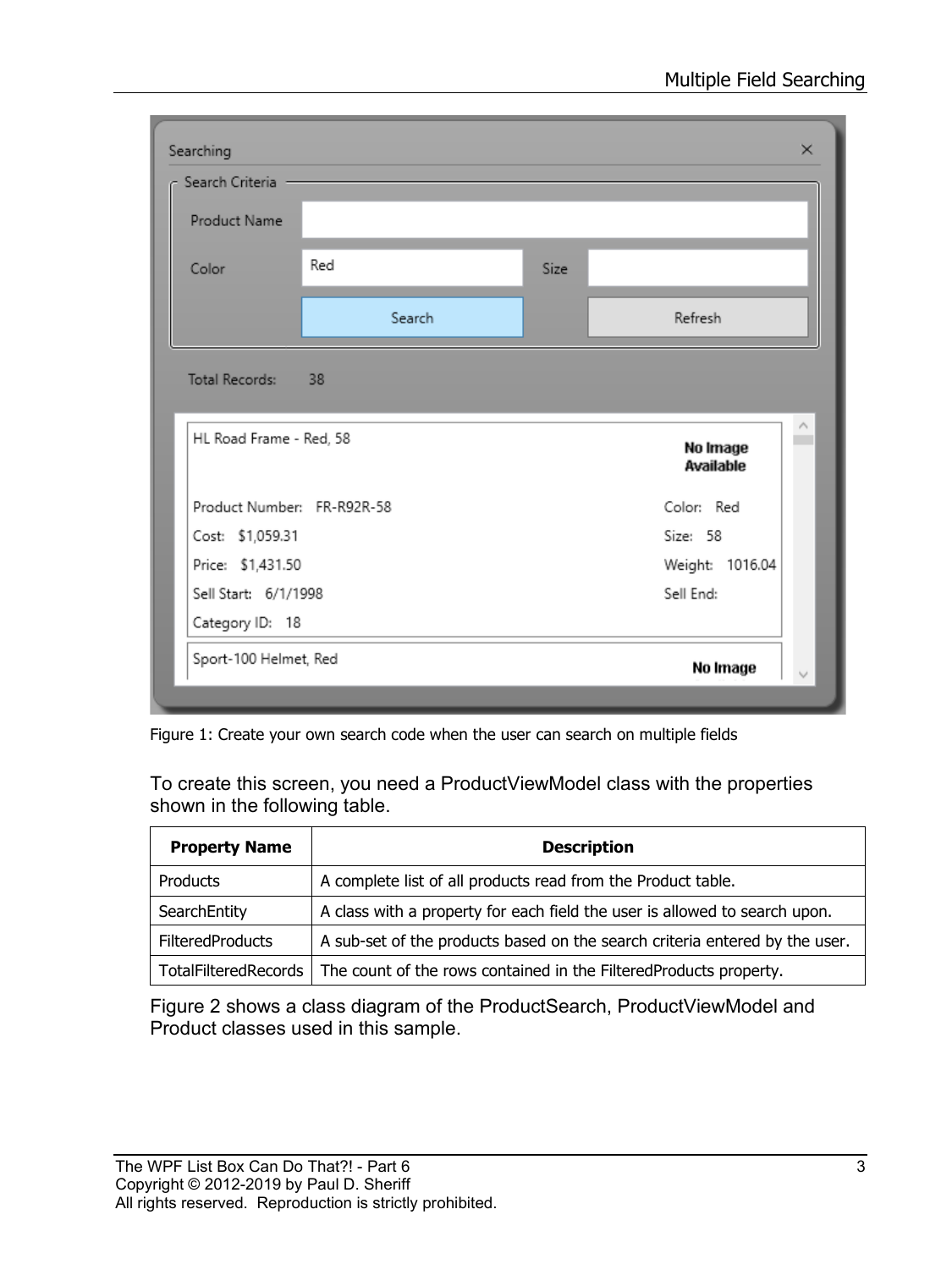Figure 1: Create your own search code when the user can search on multiple fields

To create this screen, you need a ProductViewModel class with the properties shown in the following table.

| Property Name | Description |
| --- | --- |
| Products | A complete list of all products read from the Product table. |
| SearchEntity | A class with a property for each field the user is allowed to search upon. |
| FilteredProducts | A sub-set of the products based on the search criteria entered by the user. |
| TotalFilteredRecords | The count of the rows contained in the FilteredProducts property. |

Figure 2 shows a class diagram of the ProductSearch, ProductViewModel and Product classes used in this sample.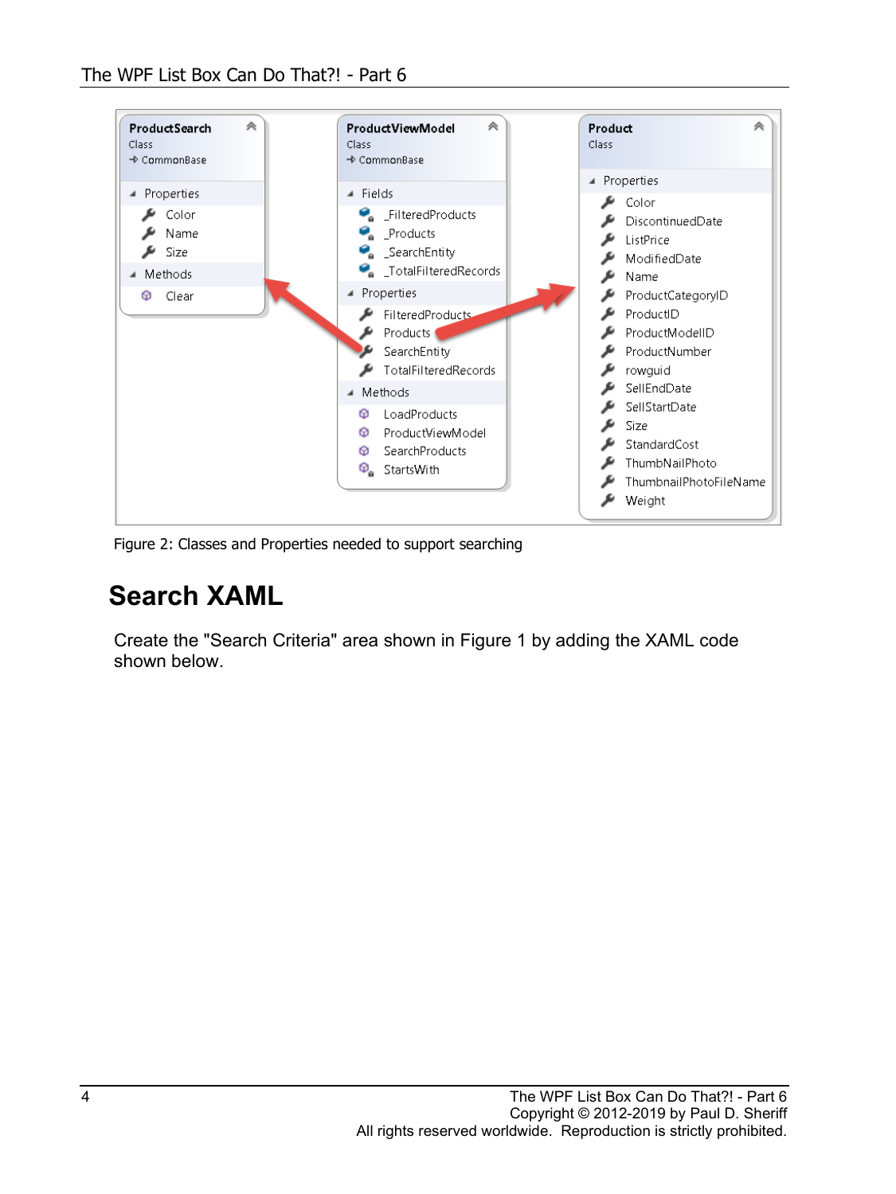Figure 2: Classes and Properties needed to support searching

## Search XAML

Create the "Search Criteria" area shown in Figure 1 by adding the XAML code shown below.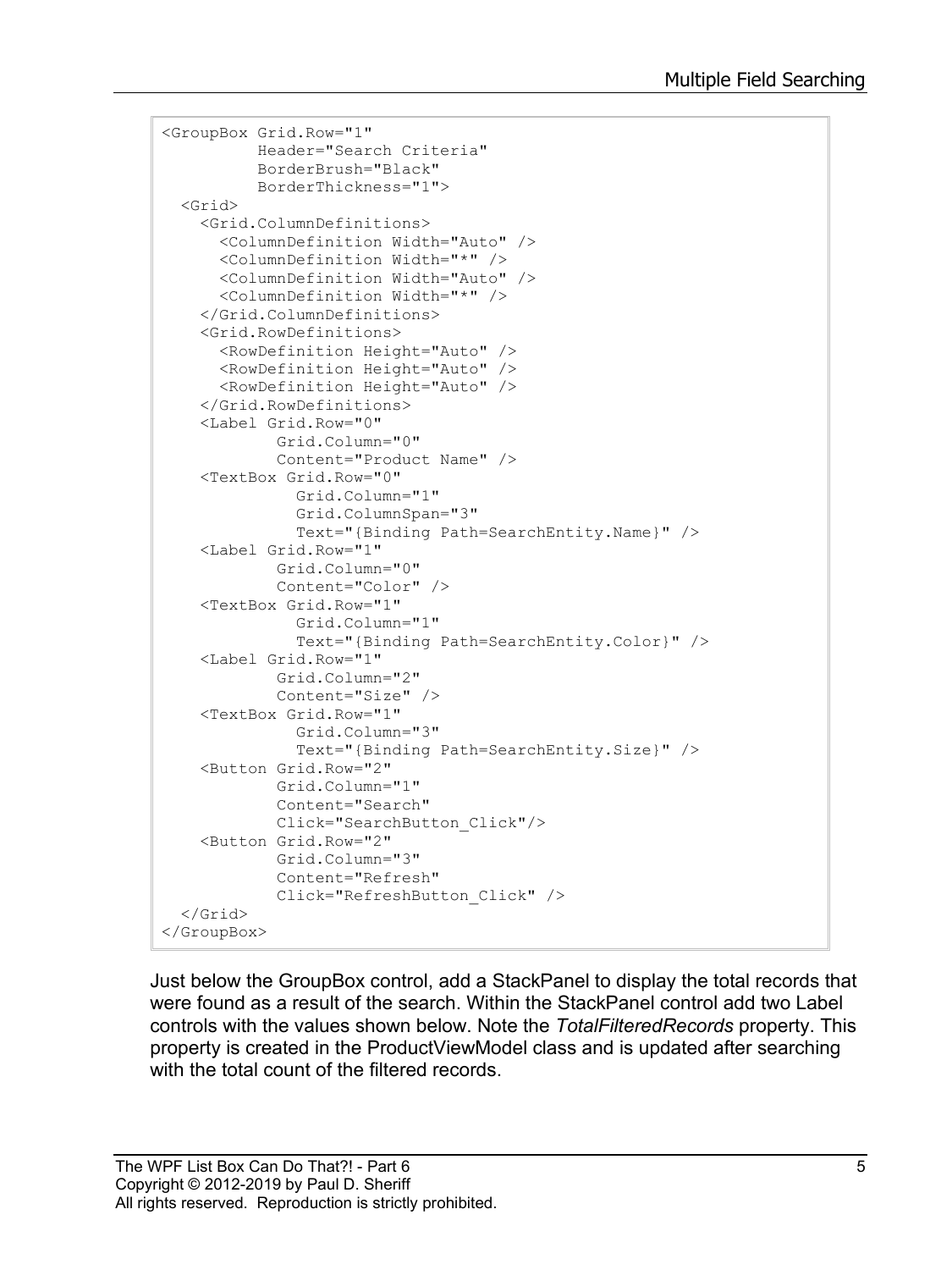```
<GroupBox Grid.Row="1"
          Header="Search Criteria"
          BorderBrush="Black"
          BorderThickness="1">
  <Grid>
    <Grid.ColumnDefinitions>
      <ColumnDefinition Width="Auto" />
      <ColumnDefinition Width="*" />
      <ColumnDefinition Width="Auto" />
      <ColumnDefinition Width="*" />
    </Grid.ColumnDefinitions>
    <Grid.RowDefinitions>
      <RowDefinition Height="Auto" />
      <RowDefinition Height="Auto" />
      <RowDefinition Height="Auto" />
    </Grid.RowDefinitions>
    <Label Grid.Row="0"
           Grid.Column="0"
           Content="Product Name" />
    <TextBox Grid.Row="0"
             Grid.Column="1"
             Grid.ColumnSpan="3"
             Text="{Binding Path=SearchEntity.Name}" />
    <Label Grid.Row="1"
           Grid.Column="0"
           Content="Color" />
    <TextBox Grid.Row="1"
             Grid.Column="1"
             Text="{Binding Path=SearchEntity.Color}" />
    <Label Grid.Row="1"
           Grid.Column="2"
           Content="Size" />
    <TextBox Grid.Row="1"
             Grid.Column="3"
             Text="{Binding Path=SearchEntity.Size}" />
    <Button Grid.Row="2"
           Grid.Column="1"
           Content="Search"
           Click="SearchButton_Click"/>
    <Button Grid.Row="2"
           Grid.Column="3"
           Content="Refresh"
           Click="RefreshButton_Click" />
  </Grid>
</GroupBox>
```

Just below the GroupBox control, add a StackPanel to display the total records that were found as a result of the search. Within the StackPanel control add two Label controls with the values shown below. Note the *TotalFilteredRecords* property. This property is created in the ProductViewModel class and is updated after searching with the total count of the filtered records.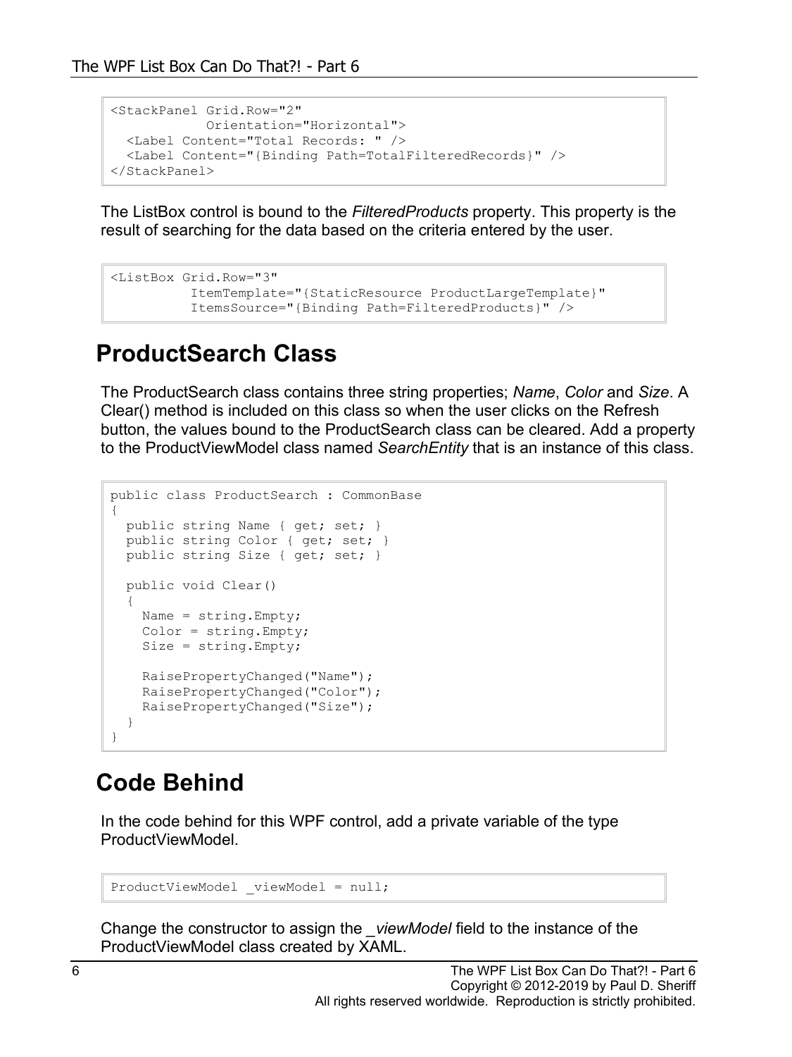```
<StackPanel Grid.Row="2"
            Orientation="Horizontal">
  <Label Content="Total Records: " />
  <Label Content="{Binding Path=TotalFilteredRecords}" />
</StackPanel>
```

The ListBox control is bound to the *FilteredProducts* property. This property is the result of searching for the data based on the criteria entered by the user.

```
<ListBox Grid.Row="3"
         ItemTemplate="{StaticResource ProductLargeTemplate}"
         ItemsSource="{Binding Path=FilteredProducts}" />
```

## ProductSearch Class

The ProductSearch class contains three string properties; *Name*, *Color* and *Size*. A Clear() method is included on this class so when the user clicks on the Refresh button, the values bound to the ProductSearch class can be cleared. Add a property to the ProductViewModel class named *SearchEntity* that is an instance of this class.

```
public class ProductSearch : CommonBase
{
  public string Name { get; set; }
  public string Color { get; set; }
  public string Size { get; set; }

  public void Clear()
  {
    Name = string.Empty;
    Color = string.Empty;
    Size = string.Empty;

    RaisePropertyChanged("Name");
    RaisePropertyChanged("Color");
    RaisePropertyChanged("Size");
  }
}
```

## Code Behind

In the code behind for this WPF control, add a private variable of the type ProductViewModel.

```
ProductViewModel _viewModel = null;
```

Change the constructor to assign the *_viewModel* field to the instance of the ProductViewModel class created by XAML.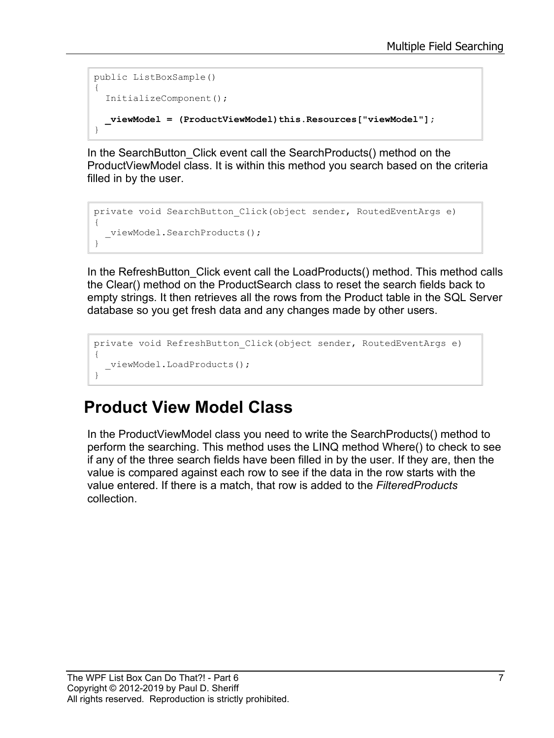```
public ListBoxSample()
{
  InitializeComponent();

  _viewModel = (ProductViewModel)this.Resources["viewModel"];
}
```

In the SearchButton_Click event call the SearchProducts() method on the ProductViewModel class. It is within this method you search based on the criteria filled in by the user.

```
private void SearchButton_Click(object sender, RoutedEventArgs e)
{
  _viewModel.SearchProducts();
}
```

In the RefreshButton_Click event call the LoadProducts() method. This method calls the Clear() method on the ProductSearch class to reset the search fields back to empty strings. It then retrieves all the rows from the Product table in the SQL Server database so you get fresh data and any changes made by other users.

```
private void RefreshButton_Click(object sender, RoutedEventArgs e)
{
  _viewModel.LoadProducts();
}
```

## Product View Model Class

In the ProductViewModel class you need to write the SearchProducts() method to perform the searching. This method uses the LINQ method Where() to check to see if any of the three search fields have been filled in by the user. If they are, then the value is compared against each row to see if the data in the row starts with the value entered. If there is a match, that row is added to the *FilteredProducts* collection.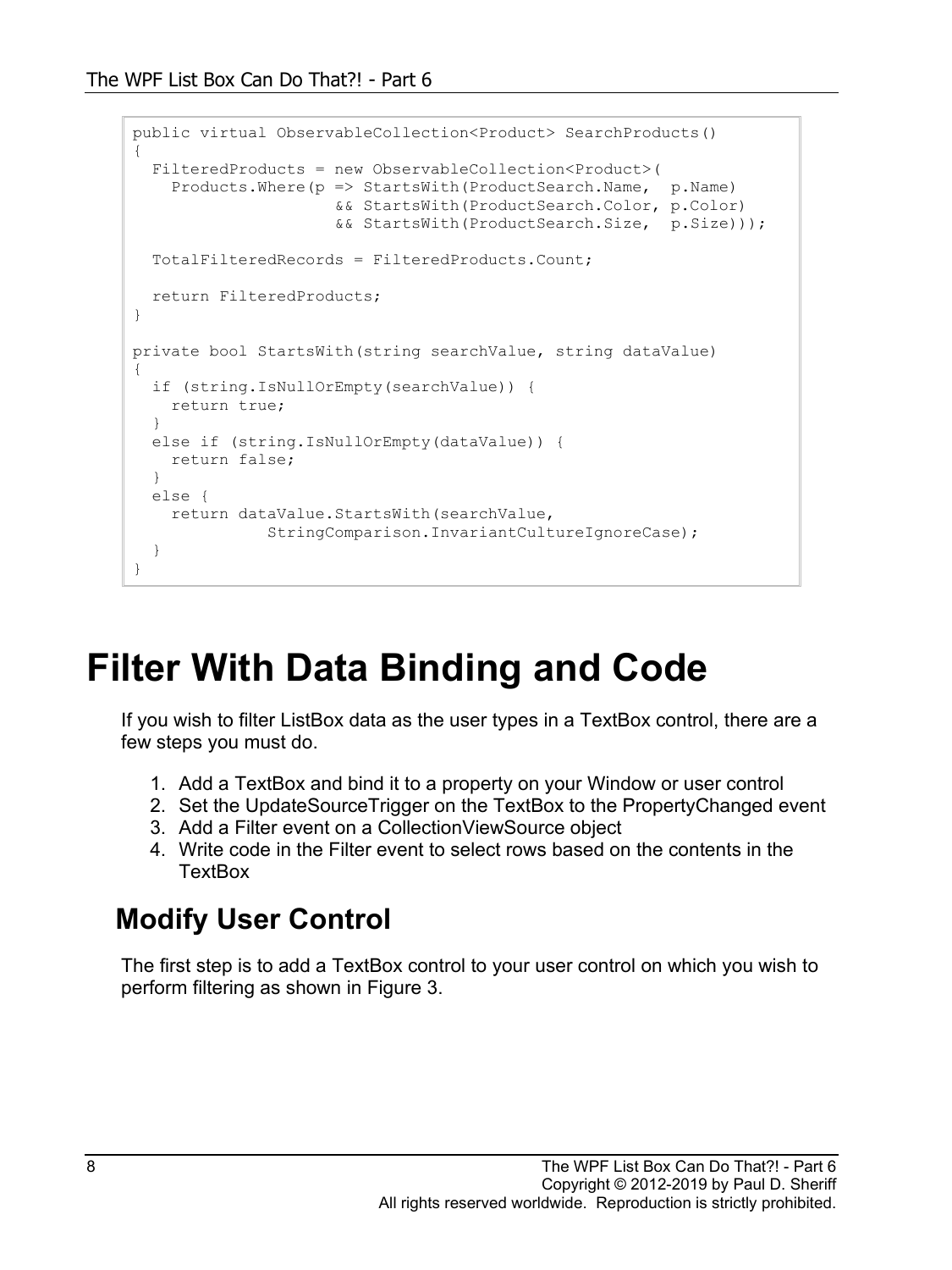```
public virtual ObservableCollection<Product> SearchProducts()
{
  FilteredProducts = new ObservableCollection<Product>(
    Products.Where(p => StartsWith(ProductSearch.Name,  p.Name)
                     && StartsWith(ProductSearch.Color, p.Color)
                     && StartsWith(ProductSearch.Size,  p.Size)));

  TotalFilteredRecords = FilteredProducts.Count;

  return FilteredProducts;
}

private bool StartsWith(string searchValue, string dataValue)
{
  if (string.IsNullOrEmpty(searchValue)) {
    return true;
  }
  else if (string.IsNullOrEmpty(dataValue)) {
    return false;
  }
  else {
    return dataValue.StartsWith(searchValue,
               StringComparison.InvariantCultureIgnoreCase);
  }
}
```

# Filter With Data Binding and Code

If you wish to filter ListBox data as the user types in a TextBox control, there are a few steps you must do.

1. Add a TextBox and bind it to a property on your Window or user control
2. Set the UpdateSourceTrigger on the TextBox to the PropertyChanged event
3. Add a Filter event on a CollectionViewSource object
4. Write code in the Filter event to select rows based on the contents in the TextBox

## Modify User Control

The first step is to add a TextBox control to your user control on which you wish to perform filtering as shown in Figure 3.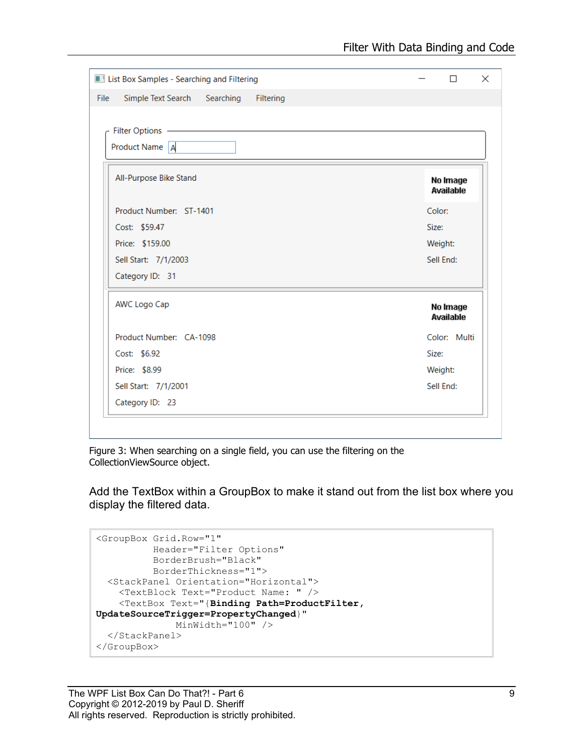Figure 3: When searching on a single field, you can use the filtering on the CollectionViewSource object.

Add the TextBox within a GroupBox to make it stand out from the list box where you display the filtered data.

```
<GroupBox Grid.Row="1"
          Header="Filter Options"
          BorderBrush="Black"
          BorderThickness="1">
  <StackPanel Orientation="Horizontal">
    <TextBlock Text="Product Name: " />
    <TextBox Text="{Binding Path=ProductFilter,
UpdateSourceTrigger=PropertyChanged}"
              MinWidth="100" />
  </StackPanel>
</GroupBox>
```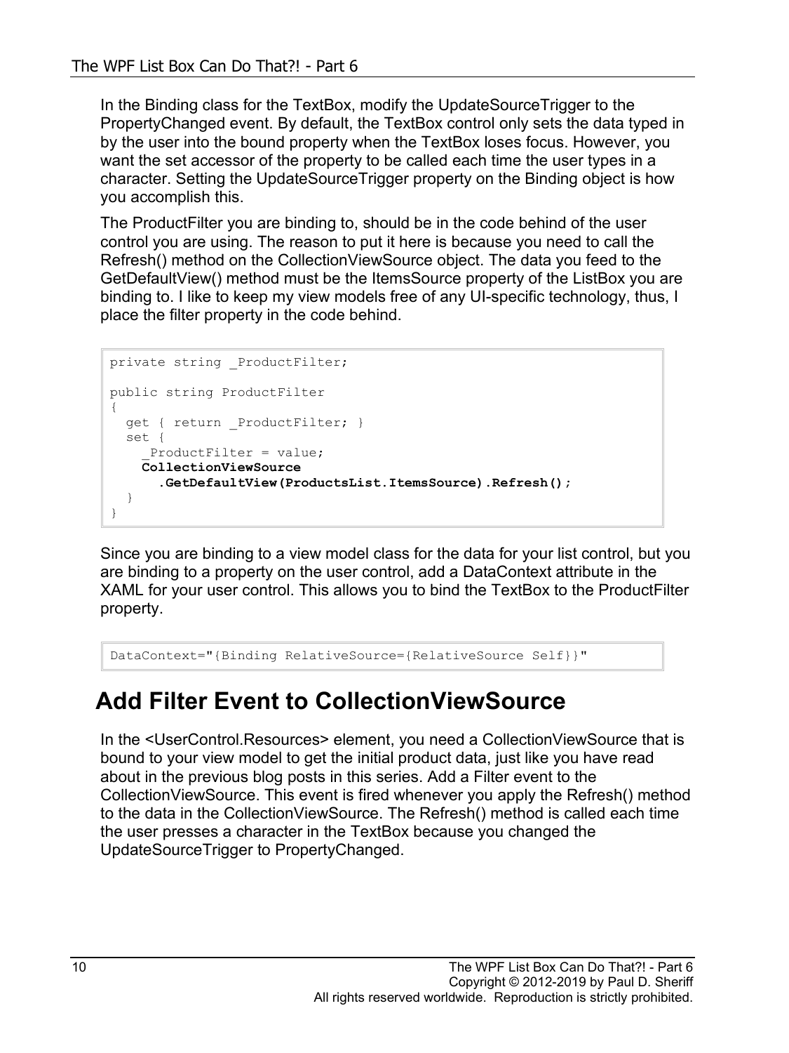In the Binding class for the TextBox, modify the UpdateSourceTrigger to the PropertyChanged event. By default, the TextBox control only sets the data typed in by the user into the bound property when the TextBox loses focus. However, you want the set accessor of the property to be called each time the user types in a character. Setting the UpdateSourceTrigger property on the Binding object is how you accomplish this.

The ProductFilter you are binding to, should be in the code behind of the user control you are using. The reason to put it here is because you need to call the Refresh() method on the CollectionViewSource object. The data you feed to the GetDefaultView() method must be the ItemsSource property of the ListBox you are binding to. I like to keep my view models free of any UI-specific technology, thus, I place the filter property in the code behind.

```
private string _ProductFilter;

public string ProductFilter
{
  get { return _ProductFilter; }
  set {
    _ProductFilter = value;
    CollectionViewSource
      .GetDefaultView(ProductsList.ItemsSource).Refresh();
  }
}
```

Since you are binding to a view model class for the data for your list control, but you are binding to a property on the user control, add a DataContext attribute in the XAML for your user control. This allows you to bind the TextBox to the ProductFilter property.

```
DataContext="{Binding RelativeSource={RelativeSource Self}}"
```

## Add Filter Event to CollectionViewSource

In the <UserControl.Resources> element, you need a CollectionViewSource that is bound to your view model to get the initial product data, just like you have read about in the previous blog posts in this series. Add a Filter event to the CollectionViewSource. This event is fired whenever you apply the Refresh() method to the data in the CollectionViewSource. The Refresh() method is called each time the user presses a character in the TextBox because you changed the UpdateSourceTrigger to PropertyChanged.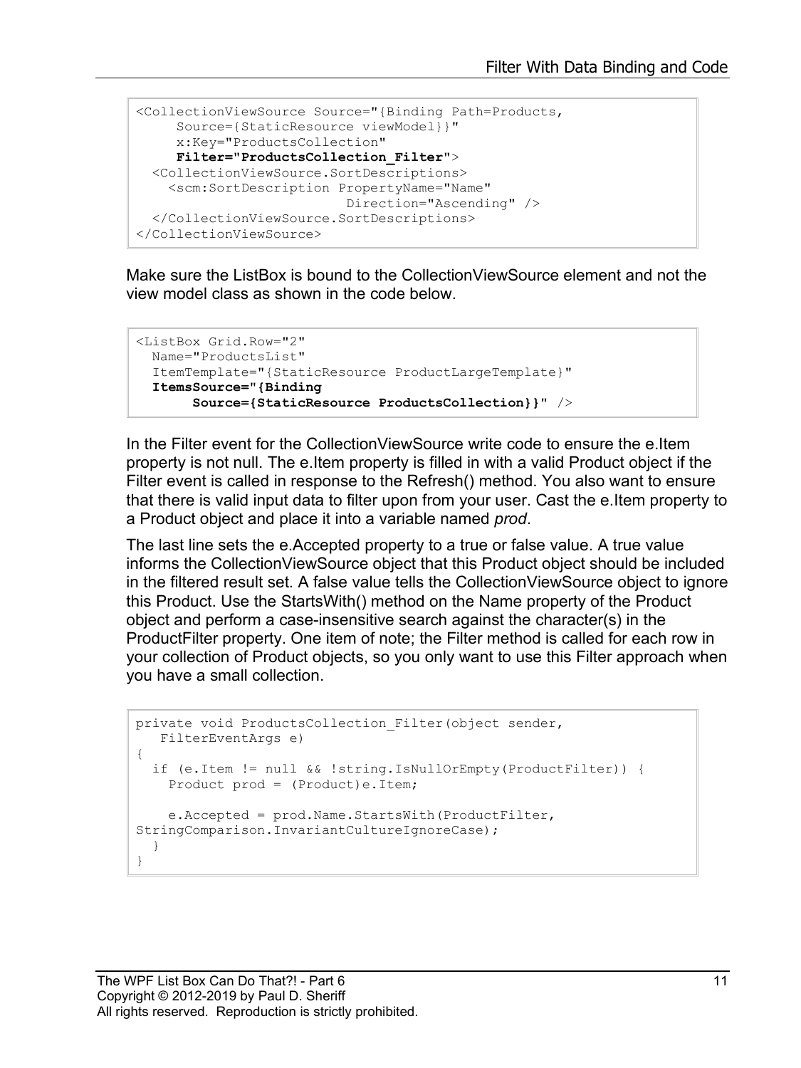```
<CollectionViewSource Source="{Binding Path=Products,
     Source={StaticResource viewModel}}"
     x:Key="ProductsCollection"
     Filter="ProductsCollection_Filter">
  <CollectionViewSource.SortDescriptions>
    <scm:SortDescription PropertyName="Name"
                         Direction="Ascending" />
  </CollectionViewSource.SortDescriptions>
</CollectionViewSource>
```

Make sure the ListBox is bound to the CollectionViewSource element and not the view model class as shown in the code below.

```
<ListBox Grid.Row="2"
  Name="ProductsList"
  ItemTemplate="{StaticResource ProductLargeTemplate}"
  ItemsSource="{Binding
       Source={StaticResource ProductsCollection}}" />
```

In the Filter event for the CollectionViewSource write code to ensure the e.Item property is not null. The e.Item property is filled in with a valid Product object if the Filter event is called in response to the Refresh() method. You also want to ensure that there is valid input data to filter upon from your user. Cast the e.Item property to a Product object and place it into a variable named *prod*.

The last line sets the e.Accepted property to a true or false value. A true value informs the CollectionViewSource object that this Product object should be included in the filtered result set. A false value tells the CollectionViewSource object to ignore this Product. Use the StartsWith() method on the Name property of the Product object and perform a case-insensitive search against the character(s) in the ProductFilter property. One item of note; the Filter method is called for each row in your collection of Product objects, so you only want to use this Filter approach when you have a small collection.

```
private void ProductsCollection_Filter(object sender,
   FilterEventArgs e)
{
  if (e.Item != null && !string.IsNullOrEmpty(ProductFilter)) {
    Product prod = (Product)e.Item;

    e.Accepted = prod.Name.StartsWith(ProductFilter,
StringComparison.InvariantCultureIgnoreCase);
  }
}
```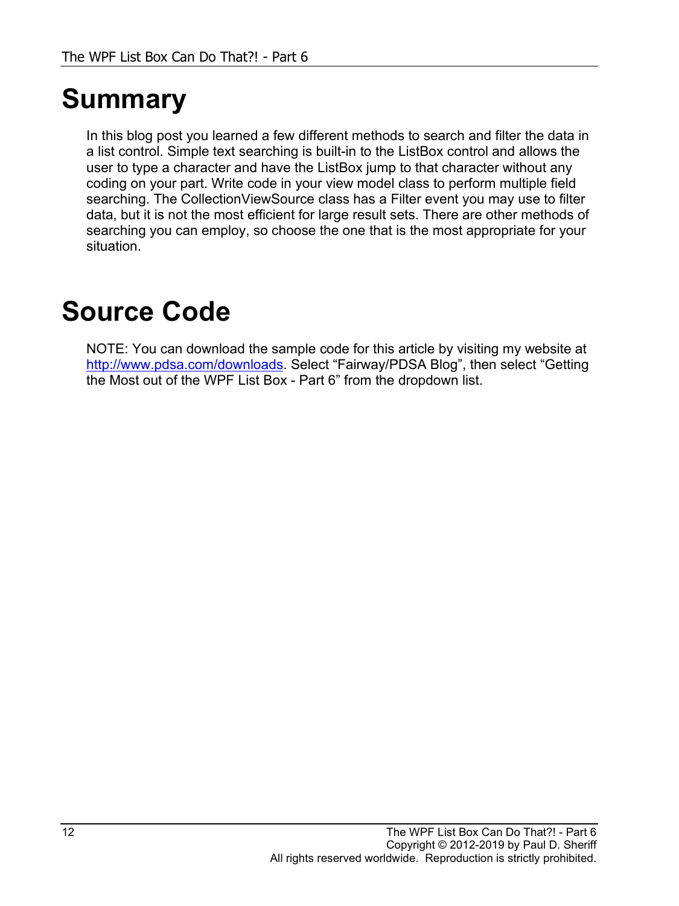# Summary

In this blog post you learned a few different methods to search and filter the data in a list control. Simple text searching is built-in to the ListBox control and allows the user to type a character and have the ListBox jump to that character without any coding on your part. Write code in your view model class to perform multiple field searching. The CollectionViewSource class has a Filter event you may use to filter data, but it is not the most efficient for large result sets. There are other methods of searching you can employ, so choose the one that is the most appropriate for your situation.

# Source Code

NOTE: You can download the sample code for this article by visiting my website at http://www.pdsa.com/downloads. Select “Fairway/PDSA Blog”, then select “Getting the Most out of the WPF List Box - Part 6” from the dropdown list.